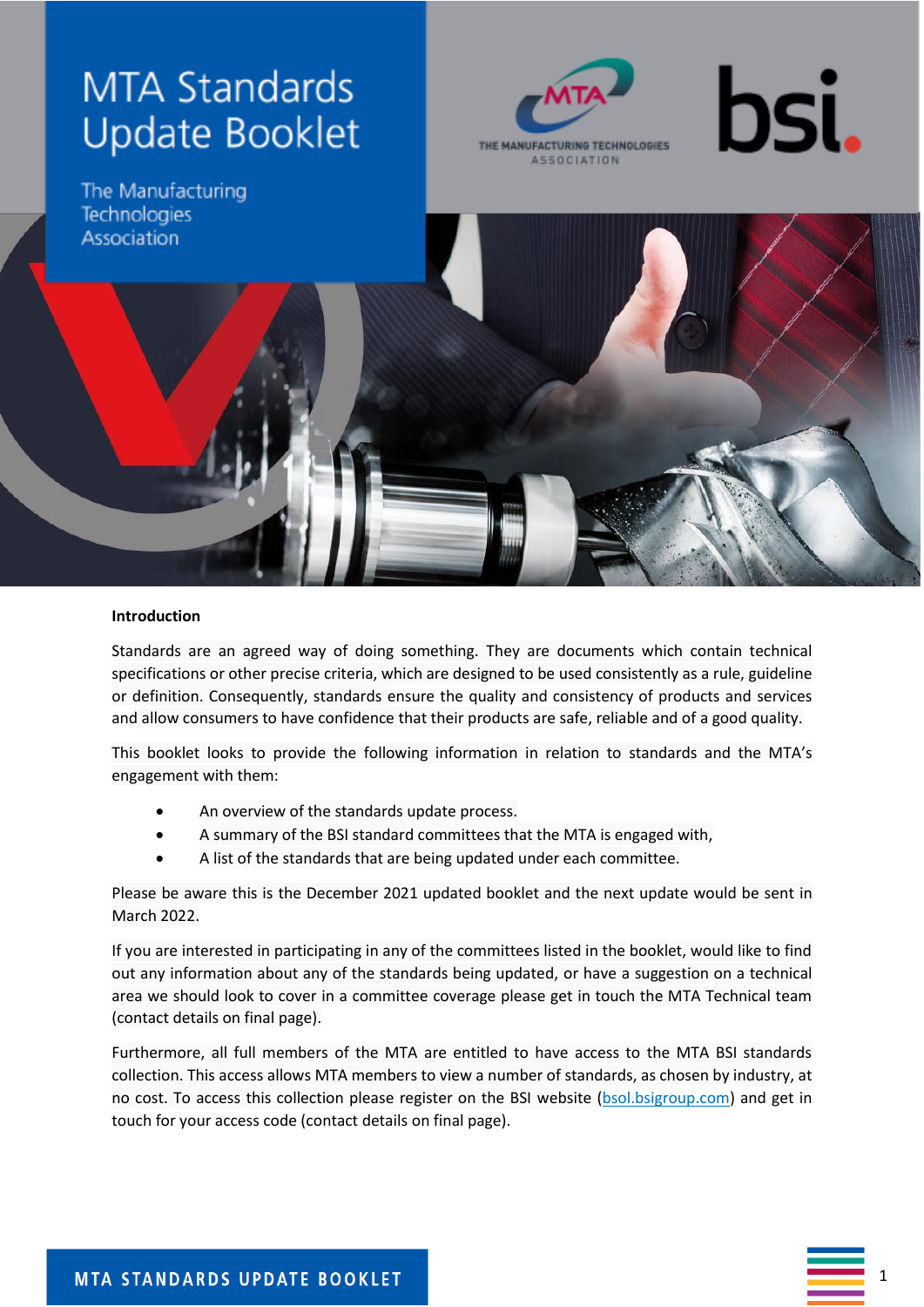# MTA Standards Update Booklet

The Manufacturing Technologies Association

**Introduction**

Standards are an agreed way of doing something. They are documents which contain technical specifications or other precise criteria, which are designed to be used consistently as a rule, guideline or definition. Consequently, standards ensure the quality and consistency of products and services and allow consumers to have confidence that their products are safe, reliable and of a good quality.

This booklet looks to provide the following information in relation to standards and the MTA's engagement with them:

- An overview of the standards update process.
- A summary of the BSI standard committees that the MTA is engaged with,
- A list of the standards that are being updated under each committee.

Please be aware this is the December 2021 updated booklet and the next update would be sent in March 2022.

If you are interested in participating in any of the committees listed in the booklet, would like to find out any information about any of the standards being updated, or have a suggestion on a technical area we should look to cover in a committee coverage please get in touch the MTA Technical team (contact details on final page).

Furthermore, all full members of the MTA are entitled to have access to the MTA BSI standards collection. This access allows MTA members to view a number of standards, as chosen by industry, at no cost. To access this collection please register on the BSI website (bsol.bsigroup.com) and get in touch for your access code (contact details on final page).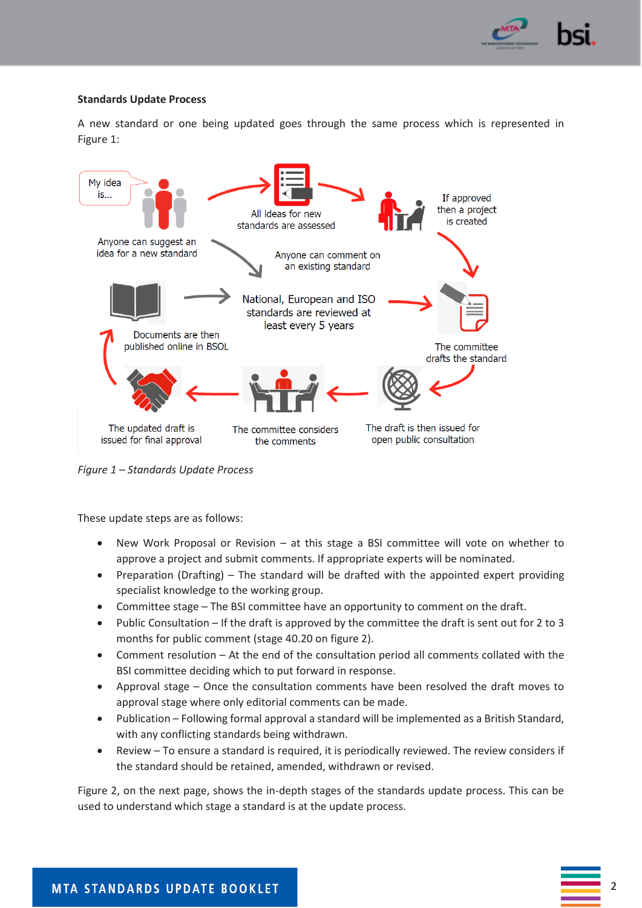**Standards Update Process**

A new standard or one being updated goes through the same process which is represented in Figure 1:

My idea is...

Anyone can suggest an idea for a new standard

All ideas for new standards are assessed

If approved then a project is created

Anyone can comment on an existing standard

National, European and ISO standards are reviewed at least every 5 years

Documents are then published online in BSOL

The committee drafts the standard

The updated draft is issued for final approval

The committee considers the comments

The draft is then issued for open public consultation

*Figure 1 – Standards Update Process*

These update steps are as follows:

- New Work Proposal or Revision – at this stage a BSI committee will vote on whether to approve a project and submit comments. If appropriate experts will be nominated.
- Preparation (Drafting) – The standard will be drafted with the appointed expert providing specialist knowledge to the working group.
- Committee stage – The BSI committee have an opportunity to comment on the draft.
- Public Consultation – If the draft is approved by the committee the draft is sent out for 2 to 3 months for public comment (stage 40.20 on figure 2).
- Comment resolution – At the end of the consultation period all comments collated with the BSI committee deciding which to put forward in response.
- Approval stage – Once the consultation comments have been resolved the draft moves to approval stage where only editorial comments can be made.
- Publication – Following formal approval a standard will be implemented as a British Standard, with any conflicting standards being withdrawn.
- Review – To ensure a standard is required, it is periodically reviewed. The review considers if the standard should be retained, amended, withdrawn or revised.

Figure 2, on the next page, shows the in-depth stages of the standards update process. This can be used to understand which stage a standard is at the update process.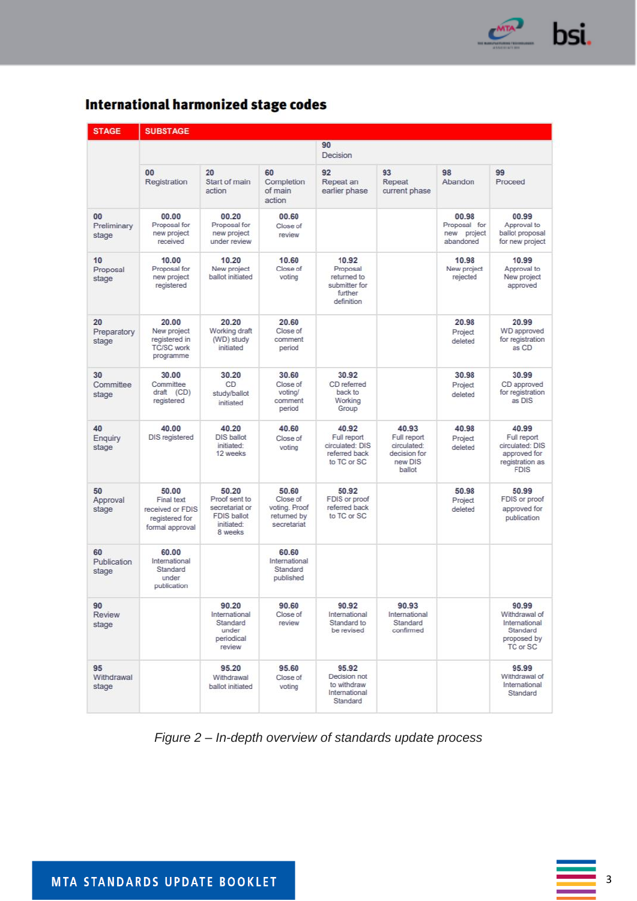## International harmonized stage codes

| STAGE | SUBSTAGE | | | | | | |
|---|---|---|---|---|---|---|---|
| | | | | 90 Decision | | | |
| | 00 Registration | 20 Start of main action | 60 Completion of main action | 92 Repeat an earlier phase | 93 Repeat current phase | 98 Abandon | 99 Proceed |
| 00 Preliminary stage | 00.00 Proposal for new project received | 00.20 Proposal for new project under review | 00.60 Close of review | | | 00.98 Proposal for new project abandoned | 00.99 Approval to ballot proposal for new project |
| 10 Proposal stage | 10.00 Proposal for new project registered | 10.20 New project ballot initiated | 10.60 Close of voting | 10.92 Proposal returned to submitter for further definition | | 10.98 New project rejected | 10.99 Approval to New project approved |
| 20 Preparatory stage | 20.00 New project registered in TC/SC work programme | 20.20 Working draft (WD) study initiated | 20.60 Close of comment period | | | 20.98 Project deleted | 20.99 WD approved for registration as CD |
| 30 Committee stage | 30.00 Committee draft (CD) registered | 30.20 CD study/ballot initiated | 30.60 Close of voting/ comment period | 30.92 CD referred back to Working Group | | 30.98 Project deleted | 30.99 CD approved for registration as DIS |
| 40 Enquiry stage | 40.00 DIS registered | 40.20 DIS ballot initiated: 12 weeks | 40.60 Close of voting | 40.92 Full report circulated: DIS referred back to TC or SC | 40.93 Full report circulated: decision for new DIS ballot | 40.98 Project deleted | 40.99 Full report circulated: DIS approved for registration as FDIS |
| 50 Approval stage | 50.00 Final text received or FDIS registered for formal approval | 50.20 Proof sent to secretariat or FDIS ballot initiated: 8 weeks | 50.60 Close of voting. Proof returned by secretariat | 50.92 FDIS or proof referred back to TC or SC | | 50.98 Project deleted | 50.99 FDIS or proof approved for publication |
| 60 Publication stage | 60.00 International Standard under publication | | 60.60 International Standard published | | | | |
| 90 Review stage | | 90.20 International Standard under periodical review | 90.60 Close of review | 90.92 International Standard to be revised | 90.93 International Standard confirmed | | 90.99 Withdrawal of International Standard proposed by TC or SC |
| 95 Withdrawal stage | | 95.20 Withdrawal ballot initiated | 95.60 Close of voting | 95.92 Decision not to withdraw International Standard | | | 95.99 Withdrawal of International Standard |

*Figure 2 – In-depth overview of standards update process*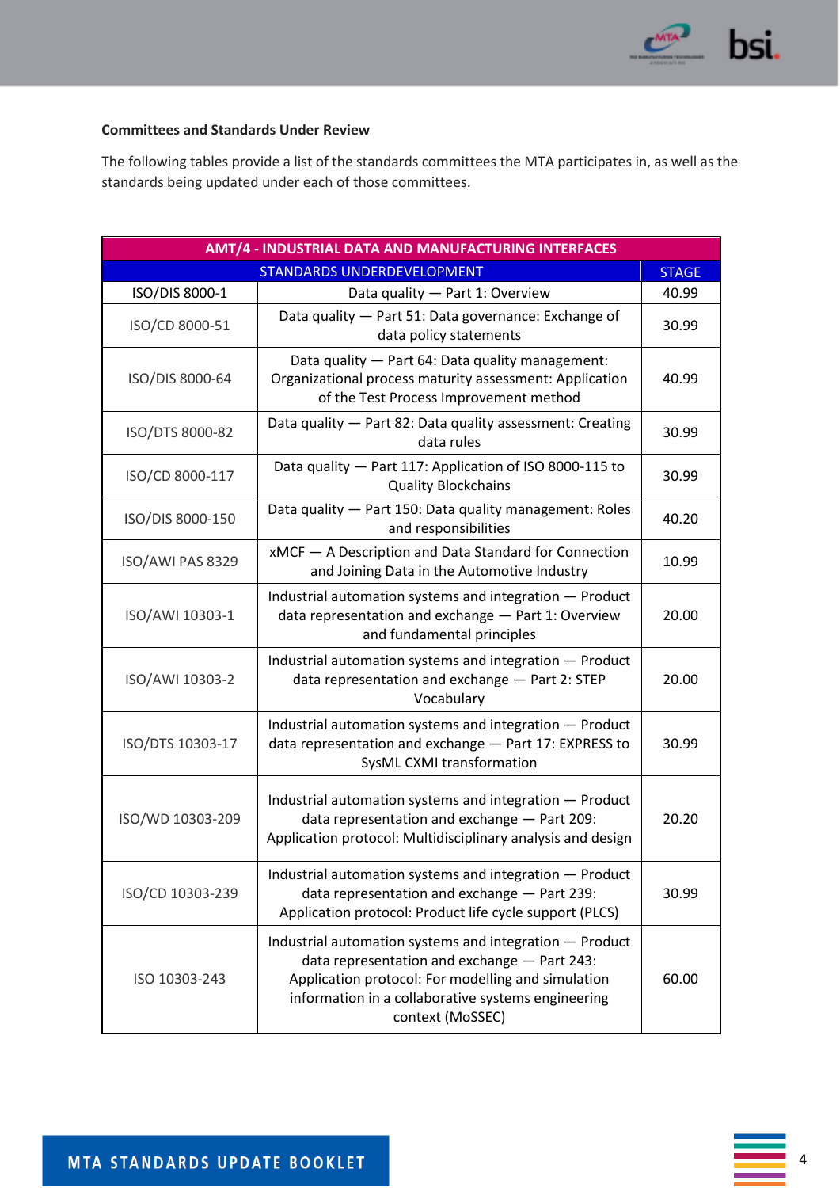**Committees and Standards Under Review**

The following tables provide a list of the standards committees the MTA participates in, as well as the standards being updated under each of those committees.

| AMT/4 - INDUSTRIAL DATA AND MANUFACTURING INTERFACES | | |
|---|---|---|
| STANDARDS UNDERDEVELOPMENT | | STAGE |
| ISO/DIS 8000-1 | Data quality — Part 1: Overview | 40.99 |
| ISO/CD 8000-51 | Data quality — Part 51: Data governance: Exchange of data policy statements | 30.99 |
| ISO/DIS 8000-64 | Data quality — Part 64: Data quality management: Organizational process maturity assessment: Application of the Test Process Improvement method | 40.99 |
| ISO/DTS 8000-82 | Data quality — Part 82: Data quality assessment: Creating data rules | 30.99 |
| ISO/CD 8000-117 | Data quality — Part 117: Application of ISO 8000-115 to Quality Blockchains | 30.99 |
| ISO/DIS 8000-150 | Data quality — Part 150: Data quality management: Roles and responsibilities | 40.20 |
| ISO/AWI PAS 8329 | xMCF — A Description and Data Standard for Connection and Joining Data in the Automotive Industry | 10.99 |
| ISO/AWI 10303-1 | Industrial automation systems and integration — Product data representation and exchange — Part 1: Overview and fundamental principles | 20.00 |
| ISO/AWI 10303-2 | Industrial automation systems and integration — Product data representation and exchange — Part 2: STEP Vocabulary | 20.00 |
| ISO/DTS 10303-17 | Industrial automation systems and integration — Product data representation and exchange — Part 17: EXPRESS to SysML CXMI transformation | 30.99 |
| ISO/WD 10303-209 | Industrial automation systems and integration — Product data representation and exchange — Part 209: Application protocol: Multidisciplinary analysis and design | 20.20 |
| ISO/CD 10303-239 | Industrial automation systems and integration — Product data representation and exchange — Part 239: Application protocol: Product life cycle support (PLCS) | 30.99 |
| ISO 10303-243 | Industrial automation systems and integration — Product data representation and exchange — Part 243: Application protocol: For modelling and simulation information in a collaborative systems engineering context (MoSSEC) | 60.00 |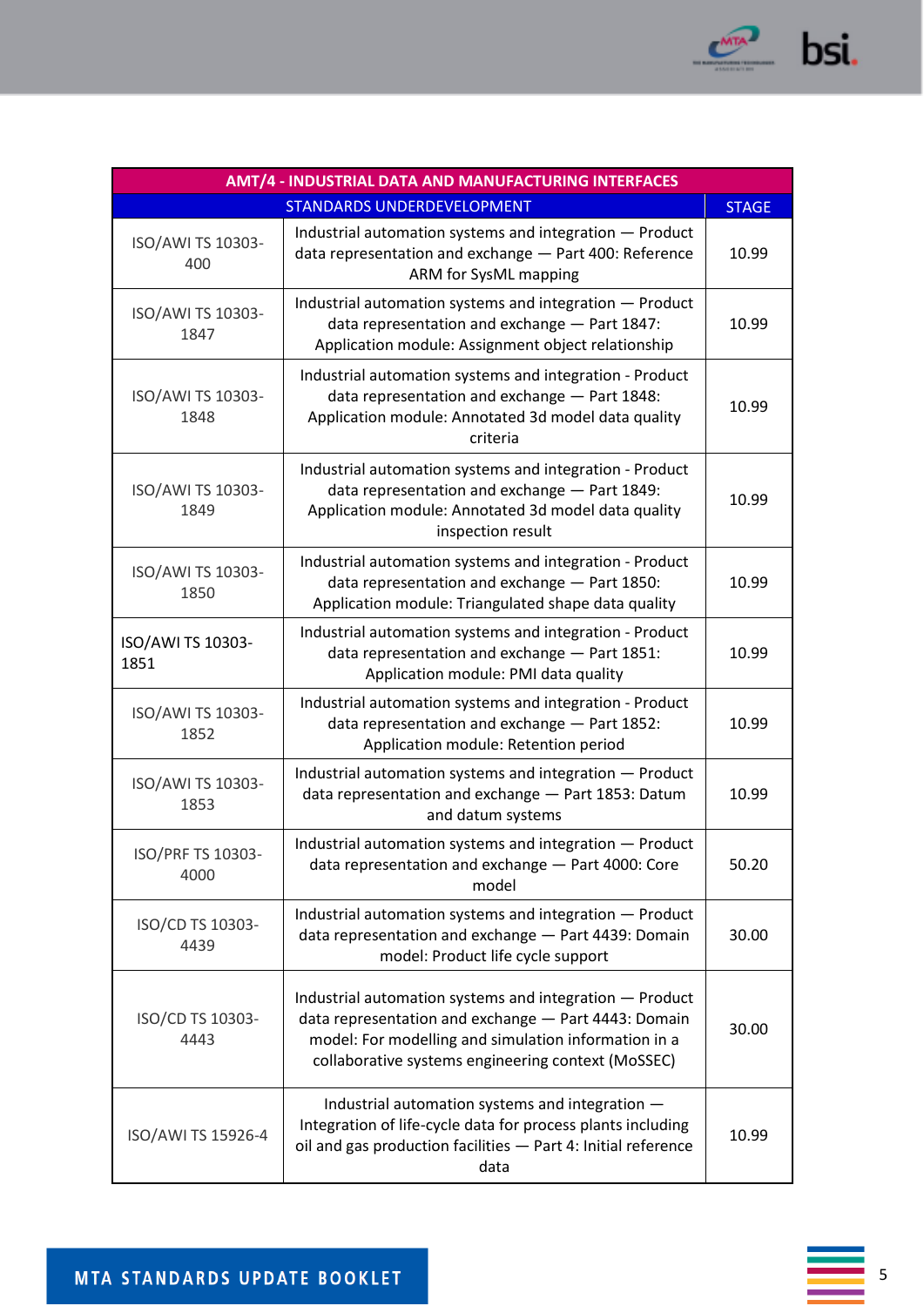| AMT/4 - INDUSTRIAL DATA AND MANUFACTURING INTERFACES | | |
|---|---|---|
| | STANDARDS UNDERDEVELOPMENT | STAGE |
| ISO/AWI TS 10303-400 | Industrial automation systems and integration — Product data representation and exchange — Part 400: Reference ARM for SysML mapping | 10.99 |
| ISO/AWI TS 10303-1847 | Industrial automation systems and integration — Product data representation and exchange — Part 1847: Application module: Assignment object relationship | 10.99 |
| ISO/AWI TS 10303-1848 | Industrial automation systems and integration - Product data representation and exchange — Part 1848: Application module: Annotated 3d model data quality criteria | 10.99 |
| ISO/AWI TS 10303-1849 | Industrial automation systems and integration - Product data representation and exchange — Part 1849: Application module: Annotated 3d model data quality inspection result | 10.99 |
| ISO/AWI TS 10303-1850 | Industrial automation systems and integration - Product data representation and exchange — Part 1850: Application module: Triangulated shape data quality | 10.99 |
| ISO/AWI TS 10303-1851 | Industrial automation systems and integration - Product data representation and exchange — Part 1851: Application module: PMI data quality | 10.99 |
| ISO/AWI TS 10303-1852 | Industrial automation systems and integration - Product data representation and exchange — Part 1852: Application module: Retention period | 10.99 |
| ISO/AWI TS 10303-1853 | Industrial automation systems and integration — Product data representation and exchange — Part 1853: Datum and datum systems | 10.99 |
| ISO/PRF TS 10303-4000 | Industrial automation systems and integration — Product data representation and exchange — Part 4000: Core model | 50.20 |
| ISO/CD TS 10303-4439 | Industrial automation systems and integration — Product data representation and exchange — Part 4439: Domain model: Product life cycle support | 30.00 |
| ISO/CD TS 10303-4443 | Industrial automation systems and integration — Product data representation and exchange — Part 4443: Domain model: For modelling and simulation information in a collaborative systems engineering context (MoSSEC) | 30.00 |
| ISO/AWI TS 15926-4 | Industrial automation systems and integration — Integration of life-cycle data for process plants including oil and gas production facilities — Part 4: Initial reference data | 10.99 |

MTA STANDARDS UPDATE BOOKLET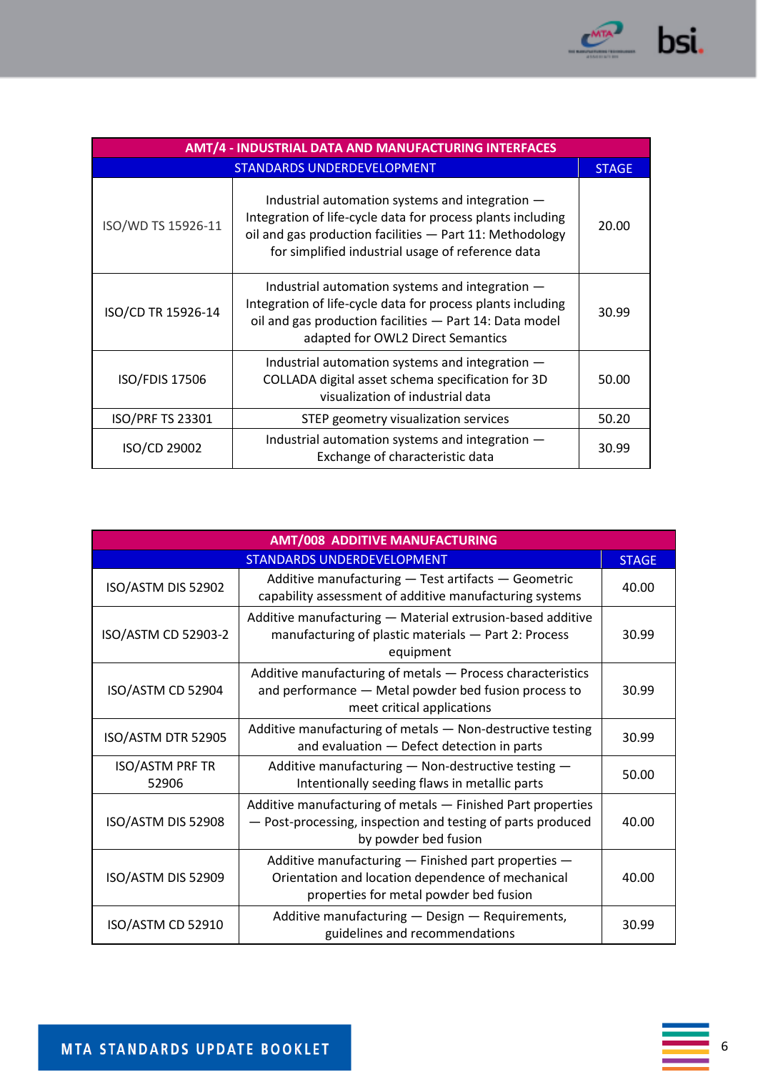| AMT/4 - INDUSTRIAL DATA AND MANUFACTURING INTERFACES | | |
|---|---|---|
| STANDARDS UNDERDEVELOPMENT | | STAGE |
| ISO/WD TS 15926-11 | Industrial automation systems and integration — Integration of life-cycle data for process plants including oil and gas production facilities — Part 11: Methodology for simplified industrial usage of reference data | 20.00 |
| ISO/CD TR 15926-14 | Industrial automation systems and integration — Integration of life-cycle data for process plants including oil and gas production facilities — Part 14: Data model adapted for OWL2 Direct Semantics | 30.99 |
| ISO/FDIS 17506 | Industrial automation systems and integration — COLLADA digital asset schema specification for 3D visualization of industrial data | 50.00 |
| ISO/PRF TS 23301 | STEP geometry visualization services | 50.20 |
| ISO/CD 29002 | Industrial automation systems and integration — Exchange of characteristic data | 30.99 |

| AMT/008 ADDITIVE MANUFACTURING | | |
|---|---|---|
| STANDARDS UNDERDEVELOPMENT | | STAGE |
| ISO/ASTM DIS 52902 | Additive manufacturing — Test artifacts — Geometric capability assessment of additive manufacturing systems | 40.00 |
| ISO/ASTM CD 52903-2 | Additive manufacturing — Material extrusion-based additive manufacturing of plastic materials — Part 2: Process equipment | 30.99 |
| ISO/ASTM CD 52904 | Additive manufacturing of metals — Process characteristics and performance — Metal powder bed fusion process to meet critical applications | 30.99 |
| ISO/ASTM DTR 52905 | Additive manufacturing of metals — Non-destructive testing and evaluation — Defect detection in parts | 30.99 |
| ISO/ASTM PRF TR 52906 | Additive manufacturing — Non-destructive testing — Intentionally seeding flaws in metallic parts | 50.00 |
| ISO/ASTM DIS 52908 | Additive manufacturing of metals — Finished Part properties — Post-processing, inspection and testing of parts produced by powder bed fusion | 40.00 |
| ISO/ASTM DIS 52909 | Additive manufacturing — Finished part properties — Orientation and location dependence of mechanical properties for metal powder bed fusion | 40.00 |
| ISO/ASTM CD 52910 | Additive manufacturing — Design — Requirements, guidelines and recommendations | 30.99 |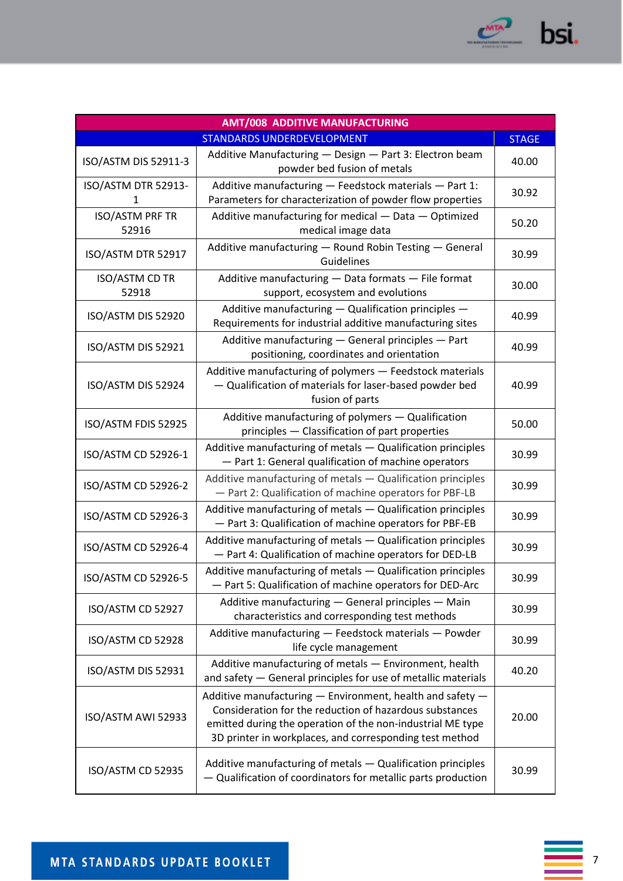| AMT/008 ADDITIVE MANUFACTURING | | |
|---|---|---|
| STANDARDS UNDERDEVELOPMENT | | STAGE |
| ISO/ASTM DIS 52911-3 | Additive Manufacturing — Design — Part 3: Electron beam powder bed fusion of metals | 40.00 |
| ISO/ASTM DTR 52913-1 | Additive manufacturing — Feedstock materials — Part 1: Parameters for characterization of powder flow properties | 30.92 |
| ISO/ASTM PRF TR 52916 | Additive manufacturing for medical — Data — Optimized medical image data | 50.20 |
| ISO/ASTM DTR 52917 | Additive manufacturing — Round Robin Testing — General Guidelines | 30.99 |
| ISO/ASTM CD TR 52918 | Additive manufacturing — Data formats — File format support, ecosystem and evolutions | 30.00 |
| ISO/ASTM DIS 52920 | Additive manufacturing — Qualification principles — Requirements for industrial additive manufacturing sites | 40.99 |
| ISO/ASTM DIS 52921 | Additive manufacturing — General principles — Part positioning, coordinates and orientation | 40.99 |
| ISO/ASTM DIS 52924 | Additive manufacturing of polymers — Feedstock materials — Qualification of materials for laser-based powder bed fusion of parts | 40.99 |
| ISO/ASTM FDIS 52925 | Additive manufacturing of polymers — Qualification principles — Classification of part properties | 50.00 |
| ISO/ASTM CD 52926-1 | Additive manufacturing of metals — Qualification principles — Part 1: General qualification of machine operators | 30.99 |
| ISO/ASTM CD 52926-2 | Additive manufacturing of metals — Qualification principles — Part 2: Qualification of machine operators for PBF-LB | 30.99 |
| ISO/ASTM CD 52926-3 | Additive manufacturing of metals — Qualification principles — Part 3: Qualification of machine operators for PBF-EB | 30.99 |
| ISO/ASTM CD 52926-4 | Additive manufacturing of metals — Qualification principles — Part 4: Qualification of machine operators for DED-LB | 30.99 |
| ISO/ASTM CD 52926-5 | Additive manufacturing of metals — Qualification principles — Part 5: Qualification of machine operators for DED-Arc | 30.99 |
| ISO/ASTM CD 52927 | Additive manufacturing — General principles — Main characteristics and corresponding test methods | 30.99 |
| ISO/ASTM CD 52928 | Additive manufacturing — Feedstock materials — Powder life cycle management | 30.99 |
| ISO/ASTM DIS 52931 | Additive manufacturing of metals — Environment, health and safety — General principles for use of metallic materials | 40.20 |
| ISO/ASTM AWI 52933 | Additive manufacturing — Environment, health and safety — Consideration for the reduction of hazardous substances emitted during the operation of the non-industrial ME type 3D printer in workplaces, and corresponding test method | 20.00 |
| ISO/ASTM CD 52935 | Additive manufacturing of metals — Qualification principles — Qualification of coordinators for metallic parts production | 30.99 |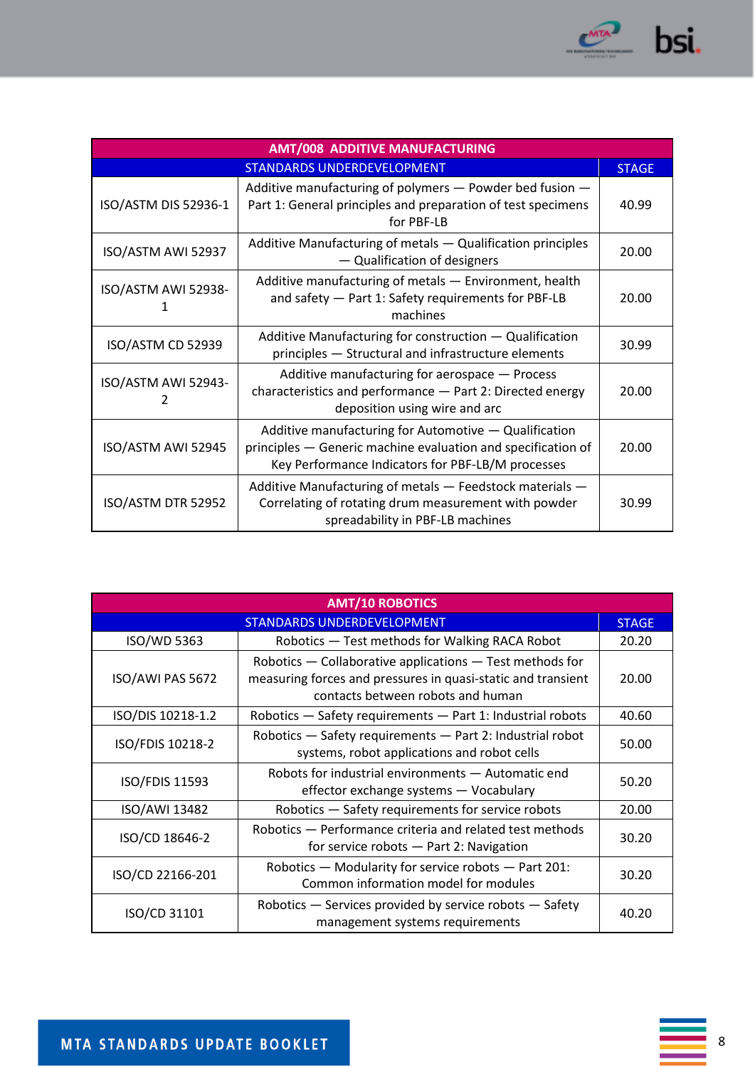| AMT/008 ADDITIVE MANUFACTURING | | |
|---|---|---|
| STANDARDS UNDERDEVELOPMENT | | STAGE |
| ISO/ASTM DIS 52936-1 | Additive manufacturing of polymers — Powder bed fusion — Part 1: General principles and preparation of test specimens for PBF-LB | 40.99 |
| ISO/ASTM AWI 52937 | Additive Manufacturing of metals — Qualification principles — Qualification of designers | 20.00 |
| ISO/ASTM AWI 52938-1 | Additive manufacturing of metals — Environment, health and safety — Part 1: Safety requirements for PBF-LB machines | 20.00 |
| ISO/ASTM CD 52939 | Additive Manufacturing for construction — Qualification principles — Structural and infrastructure elements | 30.99 |
| ISO/ASTM AWI 52943-2 | Additive manufacturing for aerospace — Process characteristics and performance — Part 2: Directed energy deposition using wire and arc | 20.00 |
| ISO/ASTM AWI 52945 | Additive manufacturing for Automotive — Qualification principles — Generic machine evaluation and specification of Key Performance Indicators for PBF-LB/M processes | 20.00 |
| ISO/ASTM DTR 52952 | Additive Manufacturing of metals — Feedstock materials — Correlating of rotating drum measurement with powder spreadability in PBF-LB machines | 30.99 |

| AMT/10 ROBOTICS | | |
|---|---|---|
| STANDARDS UNDERDEVELOPMENT | | STAGE |
| ISO/WD 5363 | Robotics — Test methods for Walking RACA Robot | 20.20 |
| ISO/AWI PAS 5672 | Robotics — Collaborative applications — Test methods for measuring forces and pressures in quasi-static and transient contacts between robots and human | 20.00 |
| ISO/DIS 10218-1.2 | Robotics — Safety requirements — Part 1: Industrial robots | 40.60 |
| ISO/FDIS 10218-2 | Robotics — Safety requirements — Part 2: Industrial robot systems, robot applications and robot cells | 50.00 |
| ISO/FDIS 11593 | Robots for industrial environments — Automatic end effector exchange systems — Vocabulary | 50.20 |
| ISO/AWI 13482 | Robotics — Safety requirements for service robots | 20.00 |
| ISO/CD 18646-2 | Robotics — Performance criteria and related test methods for service robots — Part 2: Navigation | 30.20 |
| ISO/CD 22166-201 | Robotics — Modularity for service robots — Part 201: Common information model for modules | 30.20 |
| ISO/CD 31101 | Robotics — Services provided by service robots — Safety management systems requirements | 40.20 |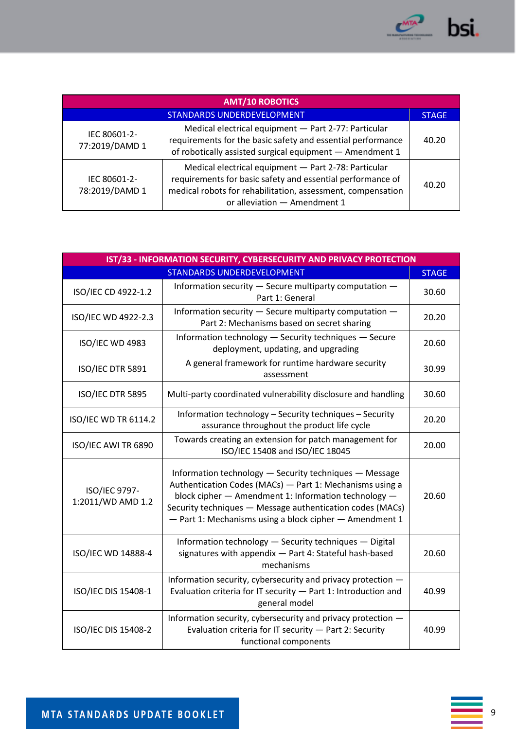| AMT/10 ROBOTICS | | |
|---|---|---|
| STANDARDS UNDERDEVELOPMENT | | STAGE |
| IEC 80601-2-77:2019/DAMD 1 | Medical electrical equipment — Part 2-77: Particular requirements for the basic safety and essential performance of robotically assisted surgical equipment — Amendment 1 | 40.20 |
| IEC 80601-2-78:2019/DAMD 1 | Medical electrical equipment — Part 2-78: Particular requirements for basic safety and essential performance of medical robots for rehabilitation, assessment, compensation or alleviation — Amendment 1 | 40.20 |

| IST/33 - INFORMATION SECURITY, CYBERSECURITY AND PRIVACY PROTECTION | | |
|---|---|---|
| STANDARDS UNDERDEVELOPMENT | | STAGE |
| ISO/IEC CD 4922-1.2 | Information security — Secure multiparty computation — Part 1: General | 30.60 |
| ISO/IEC WD 4922-2.3 | Information security — Secure multiparty computation — Part 2: Mechanisms based on secret sharing | 20.20 |
| ISO/IEC WD 4983 | Information technology — Security techniques — Secure deployment, updating, and upgrading | 20.60 |
| ISO/IEC DTR 5891 | A general framework for runtime hardware security assessment | 30.99 |
| ISO/IEC DTR 5895 | Multi-party coordinated vulnerability disclosure and handling | 30.60 |
| ISO/IEC WD TR 6114.2 | Information technology – Security techniques – Security assurance throughout the product life cycle | 20.20 |
| ISO/IEC AWI TR 6890 | Towards creating an extension for patch management for ISO/IEC 15408 and ISO/IEC 18045 | 20.00 |
| ISO/IEC 9797-1:2011/WD AMD 1.2 | Information technology — Security techniques — Message Authentication Codes (MACs) — Part 1: Mechanisms using a block cipher — Amendment 1: Information technology — Security techniques — Message authentication codes (MACs) — Part 1: Mechanisms using a block cipher — Amendment 1 | 20.60 |
| ISO/IEC WD 14888-4 | Information technology — Security techniques — Digital signatures with appendix — Part 4: Stateful hash-based mechanisms | 20.60 |
| ISO/IEC DIS 15408-1 | Information security, cybersecurity and privacy protection — Evaluation criteria for IT security — Part 1: Introduction and general model | 40.99 |
| ISO/IEC DIS 15408-2 | Information security, cybersecurity and privacy protection — Evaluation criteria for IT security — Part 2: Security functional components | 40.99 |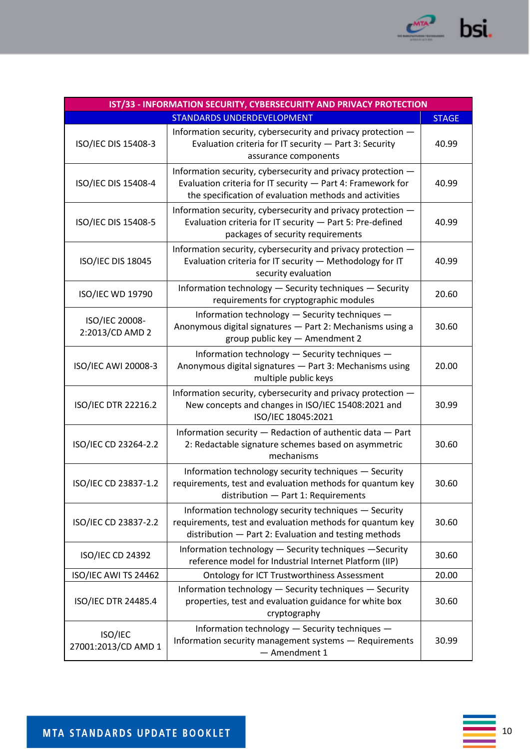| IST/33 - INFORMATION SECURITY, CYBERSECURITY AND PRIVACY PROTECTION | | |
|---|---|---|
| | STANDARDS UNDERDEVELOPMENT | STAGE |
| ISO/IEC DIS 15408-3 | Information security, cybersecurity and privacy protection — Evaluation criteria for IT security — Part 3: Security assurance components | 40.99 |
| ISO/IEC DIS 15408-4 | Information security, cybersecurity and privacy protection — Evaluation criteria for IT security — Part 4: Framework for the specification of evaluation methods and activities | 40.99 |
| ISO/IEC DIS 15408-5 | Information security, cybersecurity and privacy protection — Evaluation criteria for IT security — Part 5: Pre-defined packages of security requirements | 40.99 |
| ISO/IEC DIS 18045 | Information security, cybersecurity and privacy protection — Evaluation criteria for IT security — Methodology for IT security evaluation | 40.99 |
| ISO/IEC WD 19790 | Information technology — Security techniques — Security requirements for cryptographic modules | 20.60 |
| ISO/IEC 20008-2:2013/CD AMD 2 | Information technology — Security techniques — Anonymous digital signatures — Part 2: Mechanisms using a group public key — Amendment 2 | 30.60 |
| ISO/IEC AWI 20008-3 | Information technology — Security techniques — Anonymous digital signatures — Part 3: Mechanisms using multiple public keys | 20.00 |
| ISO/IEC DTR 22216.2 | Information security, cybersecurity and privacy protection — New concepts and changes in ISO/IEC 15408:2021 and ISO/IEC 18045:2021 | 30.99 |
| ISO/IEC CD 23264-2.2 | Information security — Redaction of authentic data — Part 2: Redactable signature schemes based on asymmetric mechanisms | 30.60 |
| ISO/IEC CD 23837-1.2 | Information technology security techniques — Security requirements, test and evaluation methods for quantum key distribution — Part 1: Requirements | 30.60 |
| ISO/IEC CD 23837-2.2 | Information technology security techniques — Security requirements, test and evaluation methods for quantum key distribution — Part 2: Evaluation and testing methods | 30.60 |
| ISO/IEC CD 24392 | Information technology — Security techniques —Security reference model for Industrial Internet Platform (IIP) | 30.60 |
| ISO/IEC AWI TS 24462 | Ontology for ICT Trustworthiness Assessment | 20.00 |
| ISO/IEC DTR 24485.4 | Information technology — Security techniques — Security properties, test and evaluation guidance for white box cryptography | 30.60 |
| ISO/IEC 27001:2013/CD AMD 1 | Information technology — Security techniques — Information security management systems — Requirements — Amendment 1 | 30.99 |

MTA STANDARDS UPDATE BOOKLET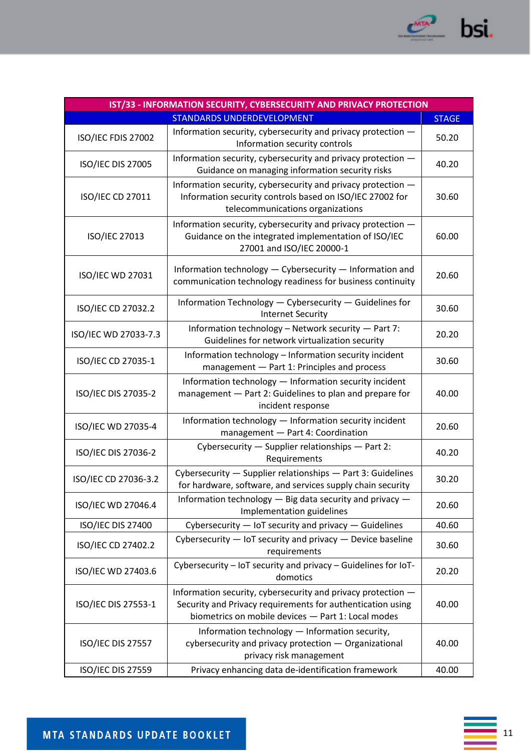| IST/33 - INFORMATION SECURITY, CYBERSECURITY AND PRIVACY PROTECTION | | |
|---|---|---|
| STANDARDS UNDERDEVELOPMENT | | STAGE |
| ISO/IEC FDIS 27002 | Information security, cybersecurity and privacy protection — Information security controls | 50.20 |
| ISO/IEC DIS 27005 | Information security, cybersecurity and privacy protection — Guidance on managing information security risks | 40.20 |
| ISO/IEC CD 27011 | Information security, cybersecurity and privacy protection — Information security controls based on ISO/IEC 27002 for telecommunications organizations | 30.60 |
| ISO/IEC 27013 | Information security, cybersecurity and privacy protection — Guidance on the integrated implementation of ISO/IEC 27001 and ISO/IEC 20000-1 | 60.00 |
| ISO/IEC WD 27031 | Information technology — Cybersecurity — Information and communication technology readiness for business continuity | 20.60 |
| ISO/IEC CD 27032.2 | Information Technology — Cybersecurity — Guidelines for Internet Security | 30.60 |
| ISO/IEC WD 27033-7.3 | Information technology – Network security — Part 7: Guidelines for network virtualization security | 20.20 |
| ISO/IEC CD 27035-1 | Information technology – Information security incident management — Part 1: Principles and process | 30.60 |
| ISO/IEC DIS 27035-2 | Information technology — Information security incident management — Part 2: Guidelines to plan and prepare for incident response | 40.00 |
| ISO/IEC WD 27035-4 | Information technology — Information security incident management — Part 4: Coordination | 20.60 |
| ISO/IEC DIS 27036-2 | Cybersecurity — Supplier relationships — Part 2: Requirements | 40.20 |
| ISO/IEC CD 27036-3.2 | Cybersecurity — Supplier relationships — Part 3: Guidelines for hardware, software, and services supply chain security | 30.20 |
| ISO/IEC WD 27046.4 | Information technology — Big data security and privacy — Implementation guidelines | 20.60 |
| ISO/IEC DIS 27400 | Cybersecurity — IoT security and privacy — Guidelines | 40.60 |
| ISO/IEC CD 27402.2 | Cybersecurity — IoT security and privacy — Device baseline requirements | 30.60 |
| ISO/IEC WD 27403.6 | Cybersecurity – IoT security and privacy – Guidelines for IoT-domotics | 20.20 |
| ISO/IEC DIS 27553-1 | Information security, cybersecurity and privacy protection — Security and Privacy requirements for authentication using biometrics on mobile devices — Part 1: Local modes | 40.00 |
| ISO/IEC DIS 27557 | Information technology — Information security, cybersecurity and privacy protection — Organizational privacy risk management | 40.00 |
| ISO/IEC DIS 27559 | Privacy enhancing data de-identification framework | 40.00 |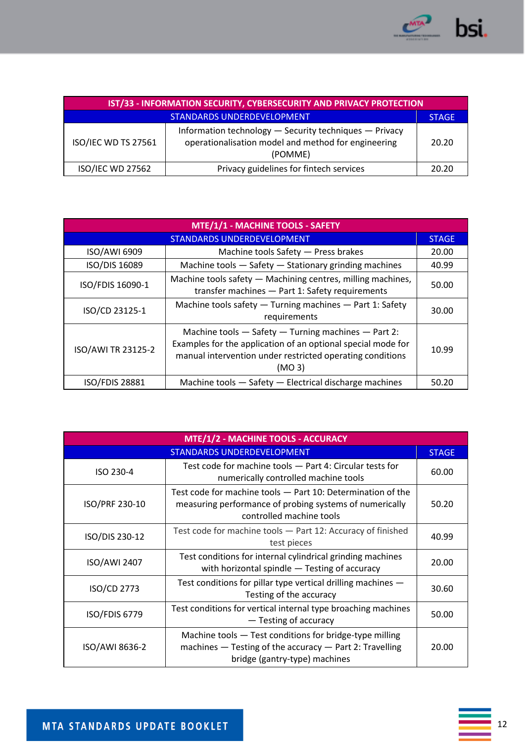| IST/33 - INFORMATION SECURITY, CYBERSECURITY AND PRIVACY PROTECTION | | |
|---|---|---|
| STANDARDS UNDERDEVELOPMENT | | STAGE |
| ISO/IEC WD TS 27561 | Information technology — Security techniques — Privacy operationalisation model and method for engineering (POMME) | 20.20 |
| ISO/IEC WD 27562 | Privacy guidelines for fintech services | 20.20 |

| MTE/1/1 - MACHINE TOOLS - SAFETY | | |
|---|---|---|
| STANDARDS UNDERDEVELOPMENT | | STAGE |
| ISO/AWI 6909 | Machine tools Safety — Press brakes | 20.00 |
| ISO/DIS 16089 | Machine tools — Safety — Stationary grinding machines | 40.99 |
| ISO/FDIS 16090-1 | Machine tools safety — Machining centres, milling machines, transfer machines — Part 1: Safety requirements | 50.00 |
| ISO/CD 23125-1 | Machine tools safety — Turning machines — Part 1: Safety requirements | 30.00 |
| ISO/AWI TR 23125-2 | Machine tools — Safety — Turning machines — Part 2: Examples for the application of an optional special mode for manual intervention under restricted operating conditions (MO 3) | 10.99 |
| ISO/FDIS 28881 | Machine tools — Safety — Electrical discharge machines | 50.20 |

| MTE/1/2 - MACHINE TOOLS - ACCURACY | | |
|---|---|---|
| STANDARDS UNDERDEVELOPMENT | | STAGE |
| ISO 230-4 | Test code for machine tools — Part 4: Circular tests for numerically controlled machine tools | 60.00 |
| ISO/PRF 230-10 | Test code for machine tools — Part 10: Determination of the measuring performance of probing systems of numerically controlled machine tools | 50.20 |
| ISO/DIS 230-12 | Test code for machine tools — Part 12: Accuracy of finished test pieces | 40.99 |
| ISO/AWI 2407 | Test conditions for internal cylindrical grinding machines with horizontal spindle — Testing of accuracy | 20.00 |
| ISO/CD 2773 | Test conditions for pillar type vertical drilling machines — Testing of the accuracy | 30.60 |
| ISO/FDIS 6779 | Test conditions for vertical internal type broaching machines — Testing of accuracy | 50.00 |
| ISO/AWI 8636-2 | Machine tools — Test conditions for bridge-type milling machines — Testing of the accuracy — Part 2: Travelling bridge (gantry-type) machines | 20.00 |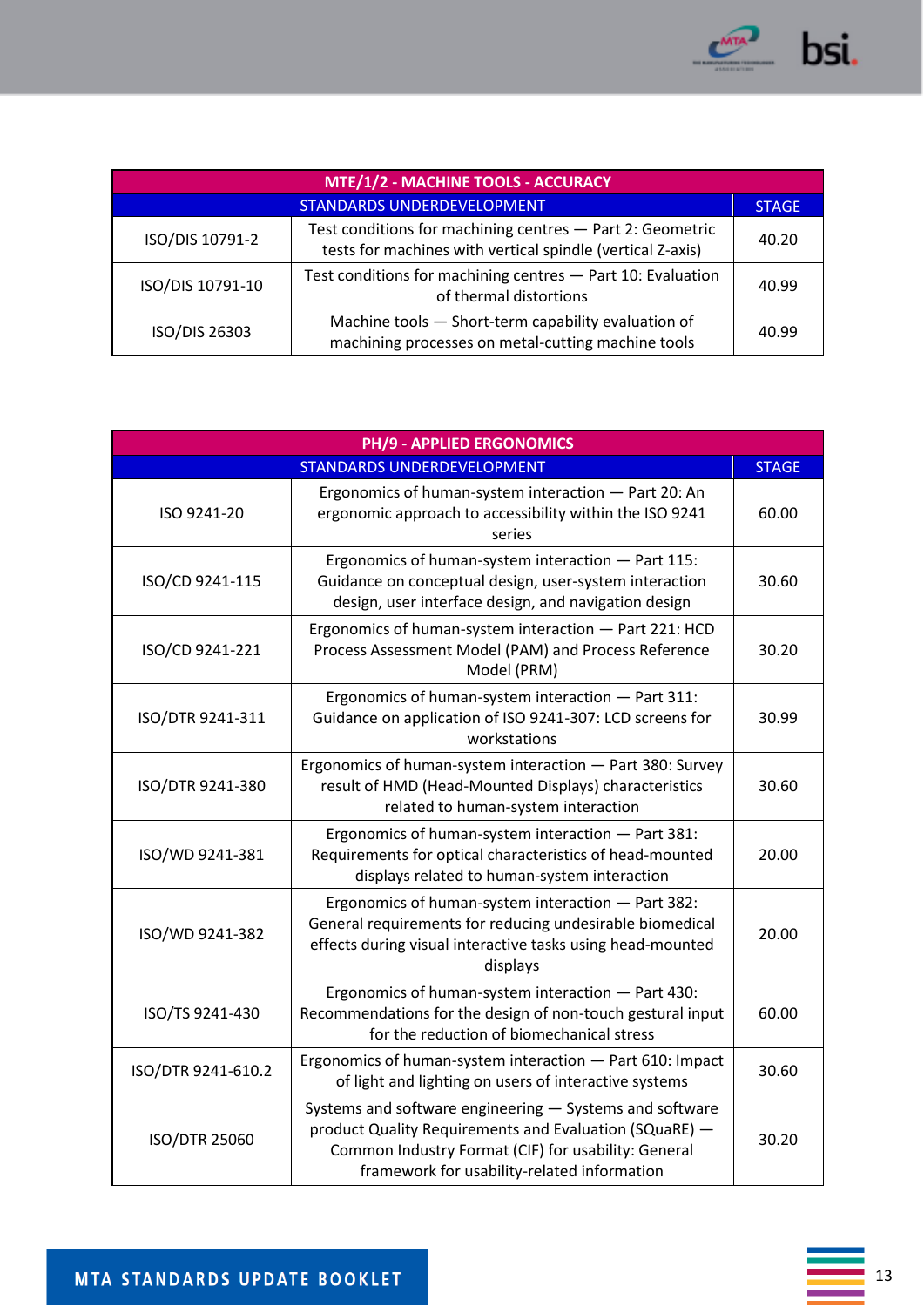| MTE/1/2 - MACHINE TOOLS - ACCURACY | | |
|---|---|---|
| STANDARDS UNDERDEVELOPMENT | | STAGE |
| ISO/DIS 10791-2 | Test conditions for machining centres — Part 2: Geometric tests for machines with vertical spindle (vertical Z-axis) | 40.20 |
| ISO/DIS 10791-10 | Test conditions for machining centres — Part 10: Evaluation of thermal distortions | 40.99 |
| ISO/DIS 26303 | Machine tools — Short-term capability evaluation of machining processes on metal-cutting machine tools | 40.99 |

| PH/9 - APPLIED ERGONOMICS | | |
|---|---|---|
| STANDARDS UNDERDEVELOPMENT | | STAGE |
| ISO 9241-20 | Ergonomics of human-system interaction — Part 20: An ergonomic approach to accessibility within the ISO 9241 series | 60.00 |
| ISO/CD 9241-115 | Ergonomics of human-system interaction — Part 115: Guidance on conceptual design, user-system interaction design, user interface design, and navigation design | 30.60 |
| ISO/CD 9241-221 | Ergonomics of human-system interaction — Part 221: HCD Process Assessment Model (PAM) and Process Reference Model (PRM) | 30.20 |
| ISO/DTR 9241-311 | Ergonomics of human-system interaction — Part 311: Guidance on application of ISO 9241-307: LCD screens for workstations | 30.99 |
| ISO/DTR 9241-380 | Ergonomics of human-system interaction — Part 380: Survey result of HMD (Head-Mounted Displays) characteristics related to human-system interaction | 30.60 |
| ISO/WD 9241-381 | Ergonomics of human-system interaction — Part 381: Requirements for optical characteristics of head-mounted displays related to human-system interaction | 20.00 |
| ISO/WD 9241-382 | Ergonomics of human-system interaction — Part 382: General requirements for reducing undesirable biomedical effects during visual interactive tasks using head-mounted displays | 20.00 |
| ISO/TS 9241-430 | Ergonomics of human-system interaction — Part 430: Recommendations for the design of non-touch gestural input for the reduction of biomechanical stress | 60.00 |
| ISO/DTR 9241-610.2 | Ergonomics of human-system interaction — Part 610: Impact of light and lighting on users of interactive systems | 30.60 |
| ISO/DTR 25060 | Systems and software engineering — Systems and software product Quality Requirements and Evaluation (SQuaRE) — Common Industry Format (CIF) for usability: General framework for usability-related information | 30.20 |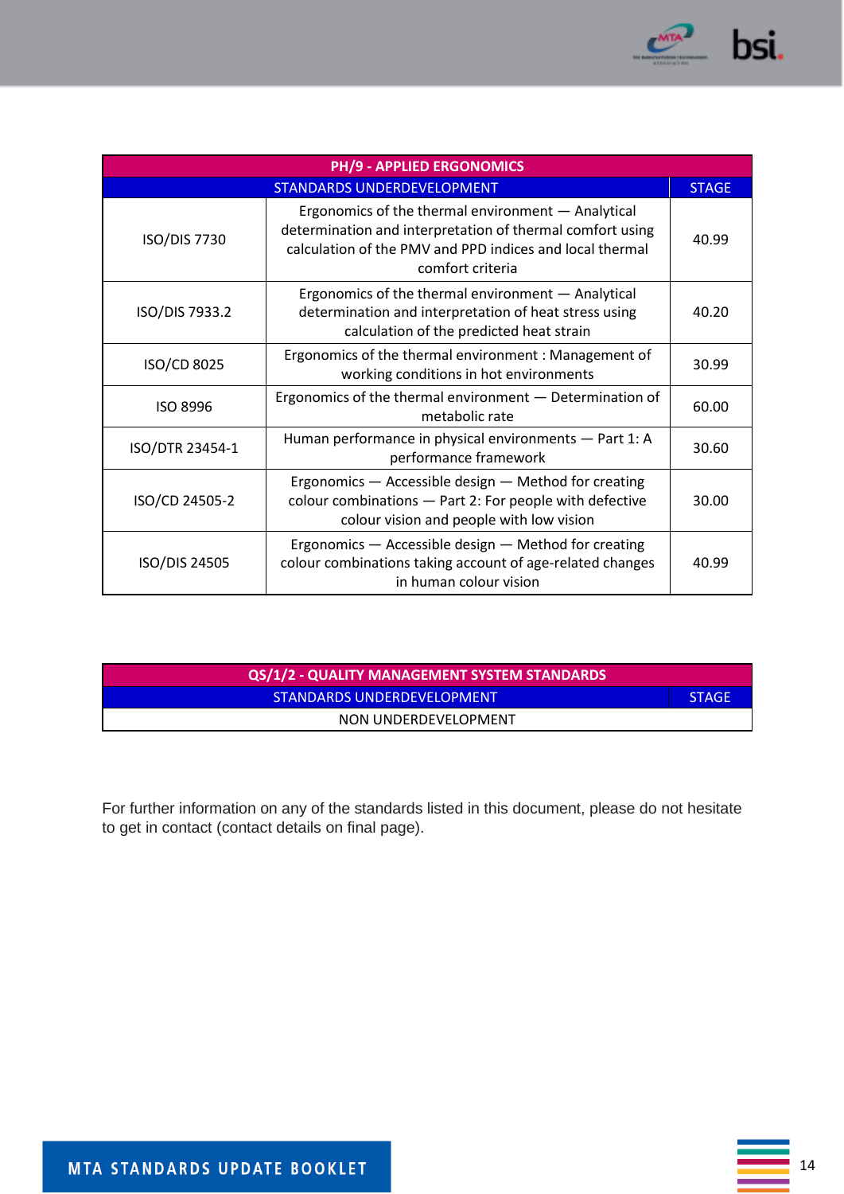| PH/9 - APPLIED ERGONOMICS | | |
|---|---|---|
| STANDARDS UNDERDEVELOPMENT | | STAGE |
| ISO/DIS 7730 | Ergonomics of the thermal environment — Analytical determination and interpretation of thermal comfort using calculation of the PMV and PPD indices and local thermal comfort criteria | 40.99 |
| ISO/DIS 7933.2 | Ergonomics of the thermal environment — Analytical determination and interpretation of heat stress using calculation of the predicted heat strain | 40.20 |
| ISO/CD 8025 | Ergonomics of the thermal environment : Management of working conditions in hot environments | 30.99 |
| ISO 8996 | Ergonomics of the thermal environment — Determination of metabolic rate | 60.00 |
| ISO/DTR 23454-1 | Human performance in physical environments — Part 1: A performance framework | 30.60 |
| ISO/CD 24505-2 | Ergonomics — Accessible design — Method for creating colour combinations — Part 2: For people with defective colour vision and people with low vision | 30.00 |
| ISO/DIS 24505 | Ergonomics — Accessible design — Method for creating colour combinations taking account of age-related changes in human colour vision | 40.99 |

| QS/1/2 - QUALITY MANAGEMENT SYSTEM STANDARDS | |
|---|---|
| STANDARDS UNDERDEVELOPMENT | STAGE |
| NON UNDERDEVELOPMENT | |

For further information on any of the standards listed in this document, please do not hesitate to get in contact (contact details on final page).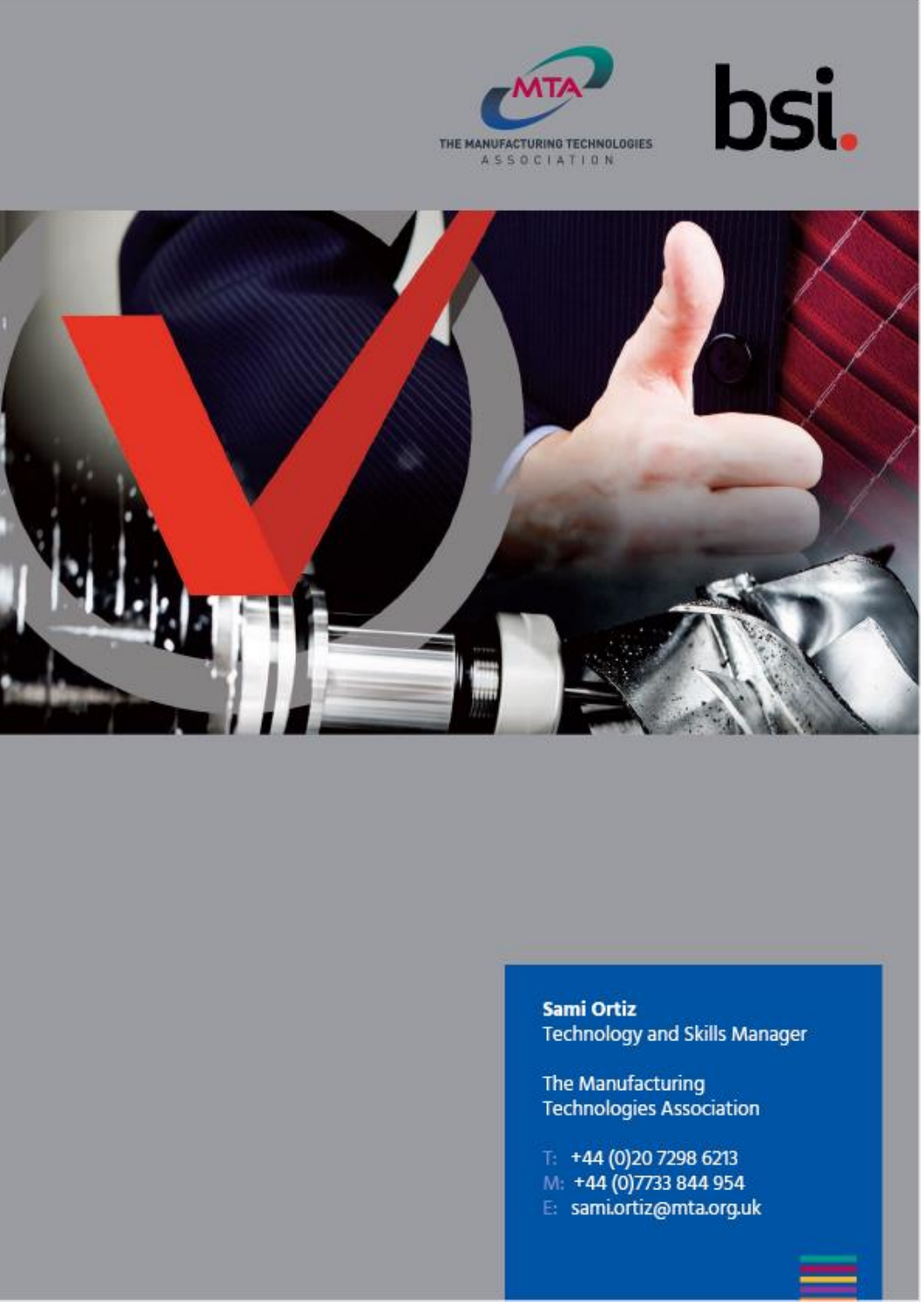THE MANUFACTURING TECHNOLOGIES ASSOCIATION

bsi.

**Sami Ortiz**
Technology and Skills Manager

The Manufacturing Technologies Association

T: +44 (0)20 7298 6213
M: +44 (0)7733 844 954
E: sami.ortiz@mta.org.uk